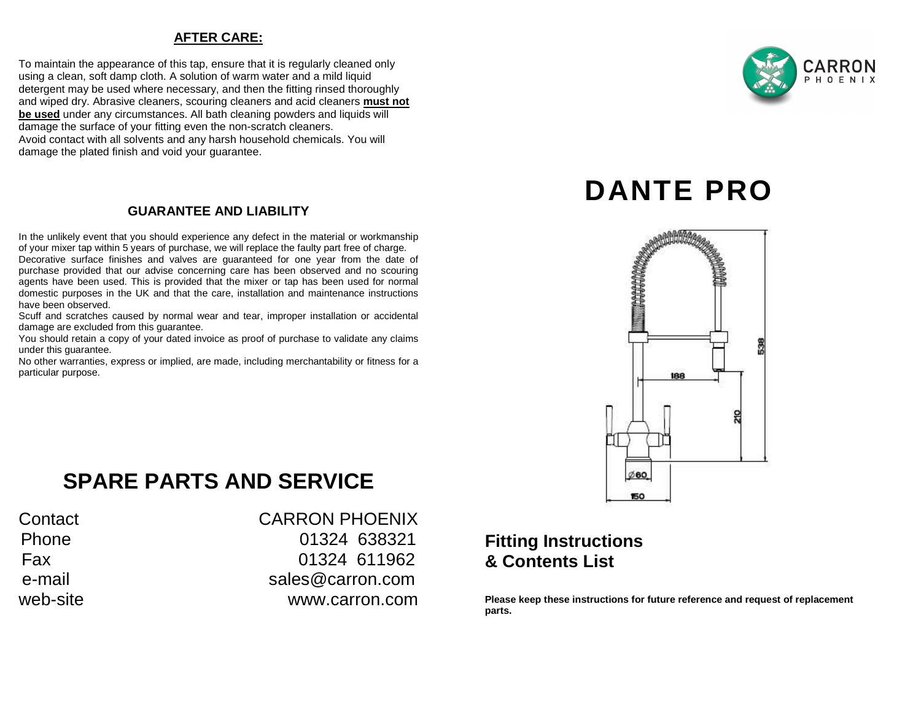## AFTER CARE:

To maintain the appearance of this tap, ensure that it is regularly cleaned only using a clean, soft damp cloth. A solution of warm water and a mild liquid detergent may be used where necessary, and then the fitting rinsed thoroughly and wiped dry. Abrasive cleaners, scouring cleaners and acid cleaners **must not be used** under any circumstances. All bath cleaning powders and liquids will damage the surface of your fitting even the non-scratch cleaners.
Avoid contact with all solvents and any harsh household chemicals. You will damage the plated finish and void your guarantee.

## GUARANTEE AND LIABILITY

In the unlikely event that you should experience any defect in the material or workmanship of your mixer tap within 5 years of purchase, we will replace the faulty part free of charge.
Decorative surface finishes and valves are guaranteed for one year from the date of purchase provided that our advise concerning care has been observed and no scouring agents have been used. This is provided that the mixer or tap has been used for normal domestic purposes in the UK and that the care, installation and maintenance instructions have been observed.
Scuff and scratches caused by normal wear and tear, improper installation or accidental damage are excluded from this guarantee.
You should retain a copy of your dated invoice as proof of purchase to validate any claims under this guarantee.
No other warranties, express or implied, are made, including merchantability or fitness for a particular purpose.

# SPARE PARTS AND SERVICE

| | |
|---|---|
| Contact | CARRON PHOENIX |
| Phone | 01324 638321 |
| Fax | 01324 611962 |
| e-mail | sales@carron.com |
| web-site | www.carron.com |

CARRON PHOENIX

# DANTE PRO

538
188
210
Ø60
150

## Fitting Instructions & Contents List

**Please keep these instructions for future reference and request of replacement parts.**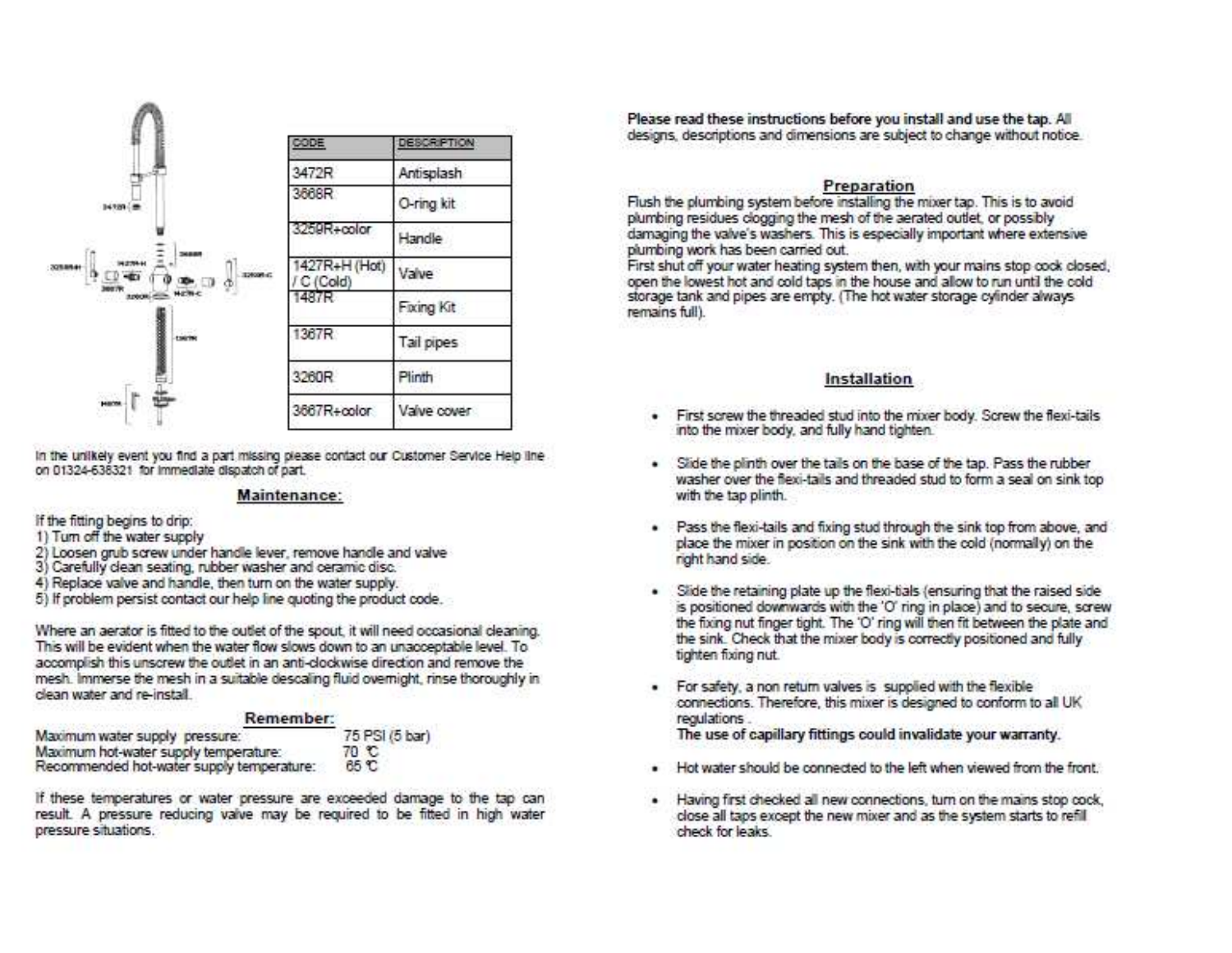| CODE | DESCRIPTION |
|---|---|
| 3472R | Antisplash |
| 3668R | O-ring kit |
| 3259R+color | Handle |
| 1427R+H (Hot) / C (Cold) | Valve |
| 1487R | Fixing Kit |
| 1367R | Tail pipes |
| 3260R | Plinth |
| 3667R+color | Valve cover |

In the unlikely event you find a part missing please contact our Customer Service Help line on 01324-638321 for immediate dispatch of part.

## Maintenance:

If the fitting begins to drip:

1) Turn off the water supply
2) Loosen grub screw under handle lever, remove handle and valve
3) Carefully clean seating, rubber washer and ceramic disc.
4) Replace valve and handle, then turn on the water supply.
5) If problem persist contact our help line quoting the product code.

Where an aerator is fitted to the outlet of the spout, it will need occasional cleaning. This will be evident when the water flow slows down to an unacceptable level. To accomplish this unscrew the outlet in an anti-clockwise direction and remove the mesh. Immerse the mesh in a suitable descaling fluid overnight, rinse thoroughly in clean water and re-install.

## Remember:

| | |
|---|---|
| Maximum water supply pressure: | 75 PSI (5 bar) |
| Maximum hot-water supply temperature: | 70 ℃ |
| Recommended hot-water supply temperature: | 65 ℃ |

If these temperatures or water pressure are exceeded damage to the tap can result. A pressure reducing valve may be required to be fitted in high water pressure situations.

**Please read these instructions before you install and use the tap.** All designs, descriptions and dimensions are subject to change without notice.

## Preparation

Flush the plumbing system before installing the mixer tap. This is to avoid plumbing residues clogging the mesh of the aerated outlet, or possibly damaging the valve's washers. This is especially important where extensive plumbing work has been carried out.
First shut off your water heating system then, with your mains stop cock closed, open the lowest hot and cold taps in the house and allow to run until the cold storage tank and pipes are empty. (The hot water storage cylinder always remains full).

## Installation

- First screw the threaded stud into the mixer body. Screw the flexi-tails into the mixer body, and fully hand tighten.
- Slide the plinth over the tails on the base of the tap. Pass the rubber washer over the flexi-tails and threaded stud to form a seal on sink top with the tap plinth.
- Pass the flexi-tails and fixing stud through the sink top from above, and place the mixer in position on the sink with the cold (normally) on the right hand side.
- Slide the retaining plate up the flexi-tials (ensuring that the raised side is positioned downwards with the 'O' ring in place) and to secure, screw the fixing nut finger tight. The 'O' ring will then fit between the plate and the sink. Check that the mixer body is correctly positioned and fully tighten fixing nut.
- For safety, a non return valves is supplied with the flexible connections. Therefore, this mixer is designed to conform to all UK regulations .
  **The use of capillary fittings could invalidate your warranty.**
- Hot water should be connected to the left when viewed from the front.
- Having first checked all new connections, turn on the mains stop cock, close all taps except the new mixer and as the system starts to refill check for leaks.